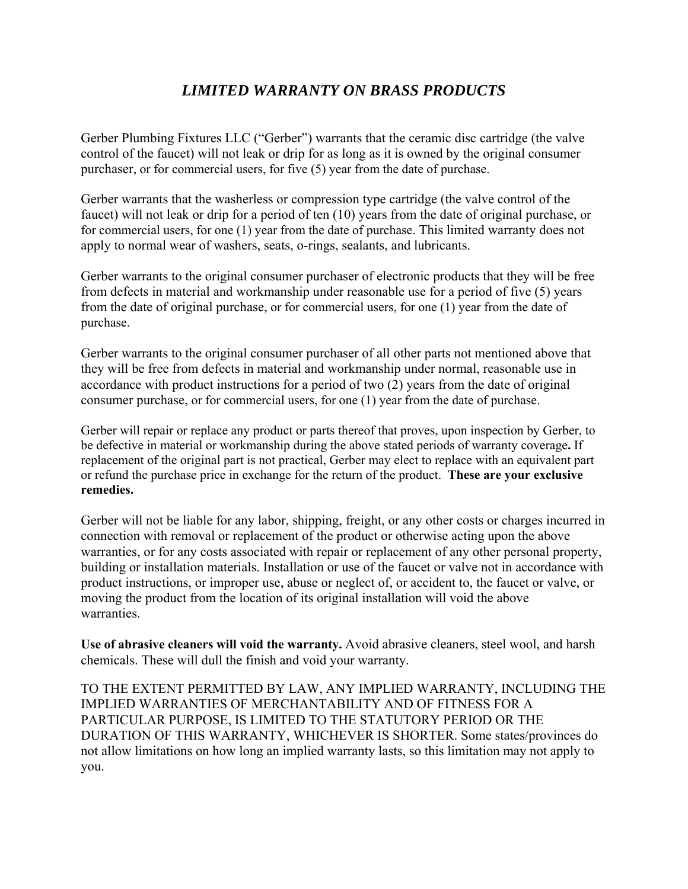# *LIMITED WARRANTY ON BRASS PRODUCTS*

Gerber Plumbing Fixtures LLC ("Gerber") warrants that the ceramic disc cartridge (the valve control of the faucet) will not leak or drip for as long as it is owned by the original consumer purchaser, or for commercial users, for five (5) year from the date of purchase.

Gerber warrants that the washerless or compression type cartridge (the valve control of the faucet) will not leak or drip for a period of ten (10) years from the date of original purchase, or for commercial users, for one (1) year from the date of purchase. This limited warranty does not apply to normal wear of washers, seats, o-rings, sealants, and lubricants.

Gerber warrants to the original consumer purchaser of electronic products that they will be free from defects in material and workmanship under reasonable use for a period of five (5) years from the date of original purchase, or for commercial users, for one (1) year from the date of purchase.

Gerber warrants to the original consumer purchaser of all other parts not mentioned above that they will be free from defects in material and workmanship under normal, reasonable use in accordance with product instructions for a period of two (2) years from the date of original consumer purchase, or for commercial users, for one (1) year from the date of purchase.

Gerber will repair or replace any product or parts thereof that proves, upon inspection by Gerber, to be defective in material or workmanship during the above stated periods of warranty coverage**.** If replacement of the original part is not practical, Gerber may elect to replace with an equivalent part or refund the purchase price in exchange for the return of the product. **These are your exclusive remedies.**

Gerber will not be liable for any labor, shipping, freight, or any other costs or charges incurred in connection with removal or replacement of the product or otherwise acting upon the above warranties, or for any costs associated with repair or replacement of any other personal property, building or installation materials. Installation or use of the faucet or valve not in accordance with product instructions, or improper use, abuse or neglect of, or accident to, the faucet or valve, or moving the product from the location of its original installation will void the above warranties.

**Use of abrasive cleaners will void the warranty.** Avoid abrasive cleaners, steel wool, and harsh chemicals. These will dull the finish and void your warranty.

TO THE EXTENT PERMITTED BY LAW, ANY IMPLIED WARRANTY, INCLUDING THE IMPLIED WARRANTIES OF MERCHANTABILITY AND OF FITNESS FOR A PARTICULAR PURPOSE, IS LIMITED TO THE STATUTORY PERIOD OR THE DURATION OF THIS WARRANTY, WHICHEVER IS SHORTER. Some states/provinces do not allow limitations on how long an implied warranty lasts, so this limitation may not apply to you.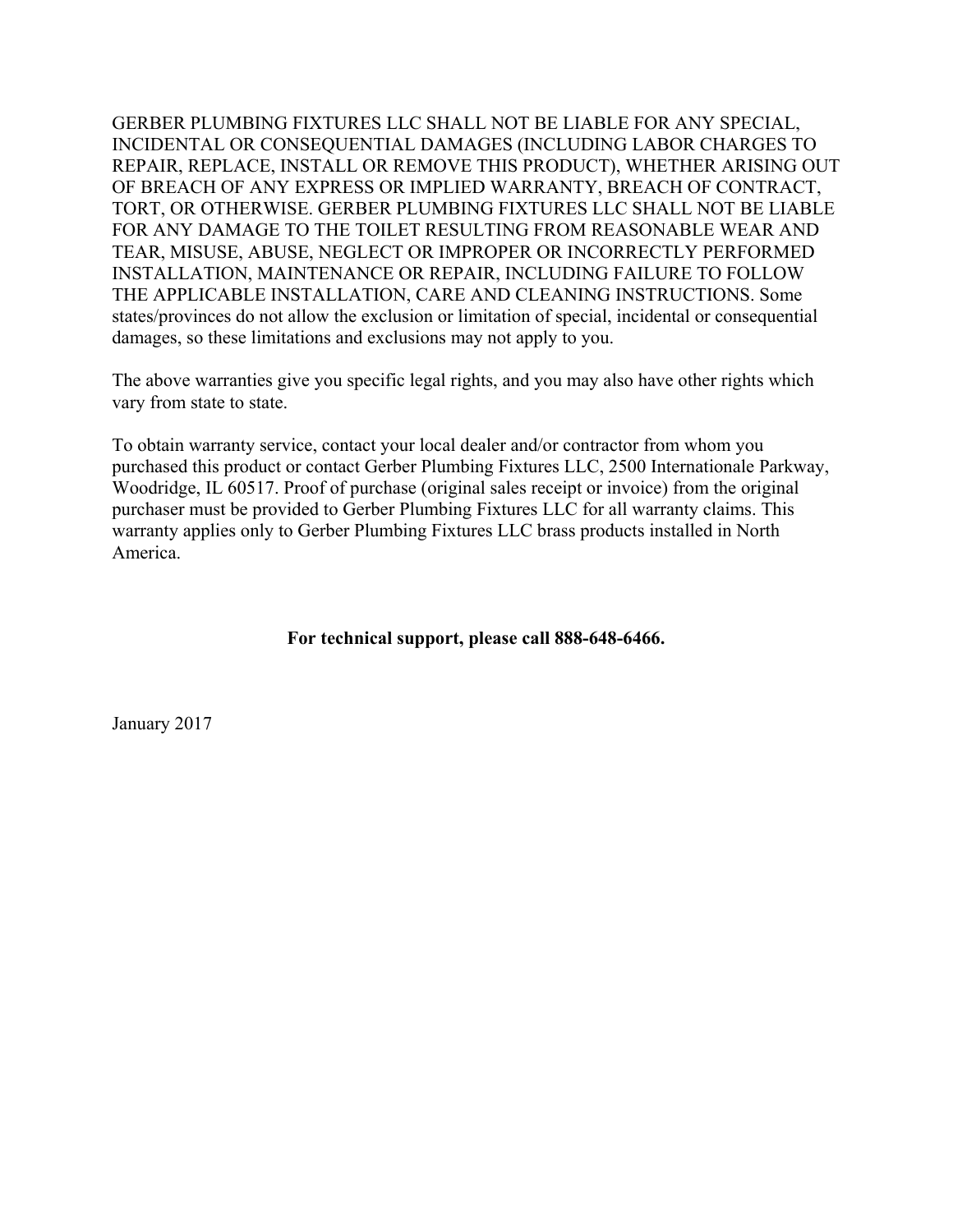GERBER PLUMBING FIXTURES LLC SHALL NOT BE LIABLE FOR ANY SPECIAL, INCIDENTAL OR CONSEQUENTIAL DAMAGES (INCLUDING LABOR CHARGES TO REPAIR, REPLACE, INSTALL OR REMOVE THIS PRODUCT), WHETHER ARISING OUT OF BREACH OF ANY EXPRESS OR IMPLIED WARRANTY, BREACH OF CONTRACT, TORT, OR OTHERWISE. GERBER PLUMBING FIXTURES LLC SHALL NOT BE LIABLE FOR ANY DAMAGE TO THE TOILET RESULTING FROM REASONABLE WEAR AND TEAR, MISUSE, ABUSE, NEGLECT OR IMPROPER OR INCORRECTLY PERFORMED INSTALLATION, MAINTENANCE OR REPAIR, INCLUDING FAILURE TO FOLLOW THE APPLICABLE INSTALLATION, CARE AND CLEANING INSTRUCTIONS. Some states/provinces do not allow the exclusion or limitation of special, incidental or consequential damages, so these limitations and exclusions may not apply to you.

The above warranties give you specific legal rights, and you may also have other rights which vary from state to state.

To obtain warranty service, contact your local dealer and/or contractor from whom you purchased this product or contact Gerber Plumbing Fixtures LLC, 2500 Internationale Parkway, Woodridge, IL 60517. Proof of purchase (original sales receipt or invoice) from the original purchaser must be provided to Gerber Plumbing Fixtures LLC for all warranty claims. This warranty applies only to Gerber Plumbing Fixtures LLC brass products installed in North America.

**For technical support, please call 888-648-6466.**

January 2017